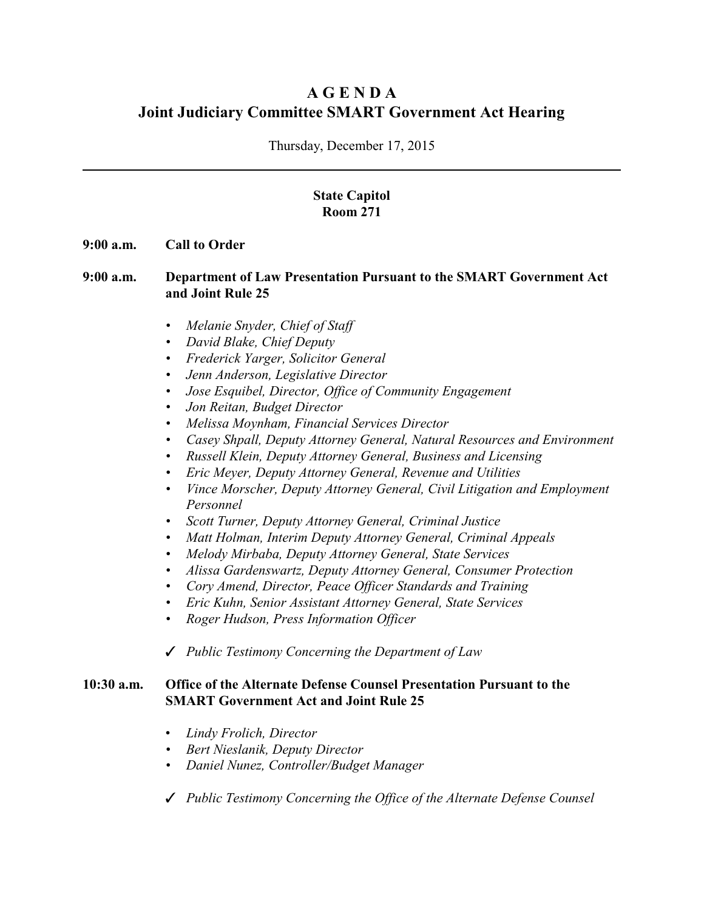# A G E N D A
# Joint Judiciary Committee SMART Government Act Hearing

Thursday, December 17, 2015

---

**State Capitol**
**Room 271**

**9:00 a.m.** **Call to Order**

**9:00 a.m.** **Department of Law Presentation Pursuant to the SMART Government Act and Joint Rule 25**

- *Melanie Snyder, Chief of Staff*
- *David Blake, Chief Deputy*
- *Frederick Yarger, Solicitor General*
- *Jenn Anderson, Legislative Director*
- *Jose Esquibel, Director, Office of Community Engagement*
- *Jon Reitan, Budget Director*
- *Melissa Moynham, Financial Services Director*
- *Casey Shpall, Deputy Attorney General, Natural Resources and Environment*
- *Russell Klein, Deputy Attorney General, Business and Licensing*
- *Eric Meyer, Deputy Attorney General, Revenue and Utilities*
- *Vince Morscher, Deputy Attorney General, Civil Litigation and Employment Personnel*
- *Scott Turner, Deputy Attorney General, Criminal Justice*
- *Matt Holman, Interim Deputy Attorney General, Criminal Appeals*
- *Melody Mirbaba, Deputy Attorney General, State Services*
- *Alissa Gardenswartz, Deputy Attorney General, Consumer Protection*
- *Cory Amend, Director, Peace Officer Standards and Training*
- *Eric Kuhn, Senior Assistant Attorney General, State Services*
- *Roger Hudson, Press Information Officer*

✓ *Public Testimony Concerning the Department of Law*

**10:30 a.m.** **Office of the Alternate Defense Counsel Presentation Pursuant to the SMART Government Act and Joint Rule 25**

- *Lindy Frolich, Director*
- *Bert Nieslanik, Deputy Director*
- *Daniel Nunez, Controller/Budget Manager*

✓ *Public Testimony Concerning the Office of the Alternate Defense Counsel*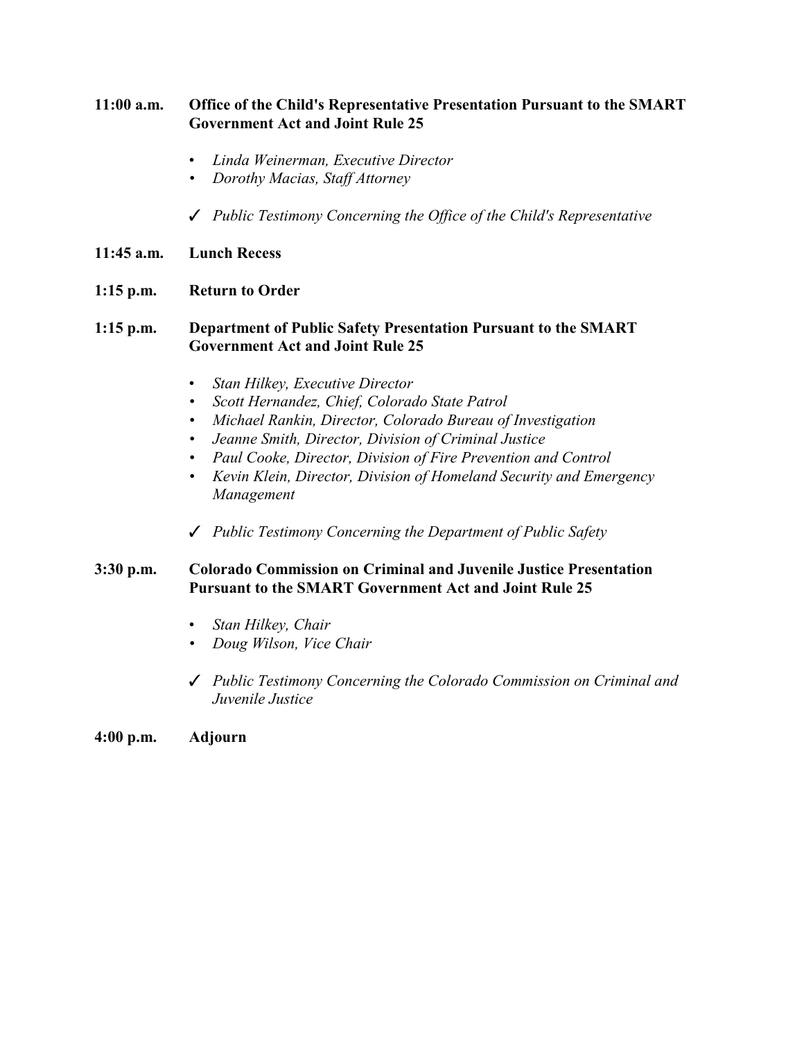**11:00 a.m.** **Office of the Child's Representative Presentation Pursuant to the SMART Government Act and Joint Rule 25**

- *Linda Weinerman, Executive Director*
- *Dorothy Macias, Staff Attorney*

✓ *Public Testimony Concerning the Office of the Child's Representative*

**11:45 a.m.** **Lunch Recess**

**1:15 p.m.** **Return to Order**

**1:15 p.m.** **Department of Public Safety Presentation Pursuant to the SMART Government Act and Joint Rule 25**

- *Stan Hilkey, Executive Director*
- *Scott Hernandez, Chief, Colorado State Patrol*
- *Michael Rankin, Director, Colorado Bureau of Investigation*
- *Jeanne Smith, Director, Division of Criminal Justice*
- *Paul Cooke, Director, Division of Fire Prevention and Control*
- *Kevin Klein, Director, Division of Homeland Security and Emergency Management*

✓ *Public Testimony Concerning the Department of Public Safety*

**3:30 p.m.** **Colorado Commission on Criminal and Juvenile Justice Presentation Pursuant to the SMART Government Act and Joint Rule 25**

- *Stan Hilkey, Chair*
- *Doug Wilson, Vice Chair*

✓ *Public Testimony Concerning the Colorado Commission on Criminal and Juvenile Justice*

**4:00 p.m.** **Adjourn**